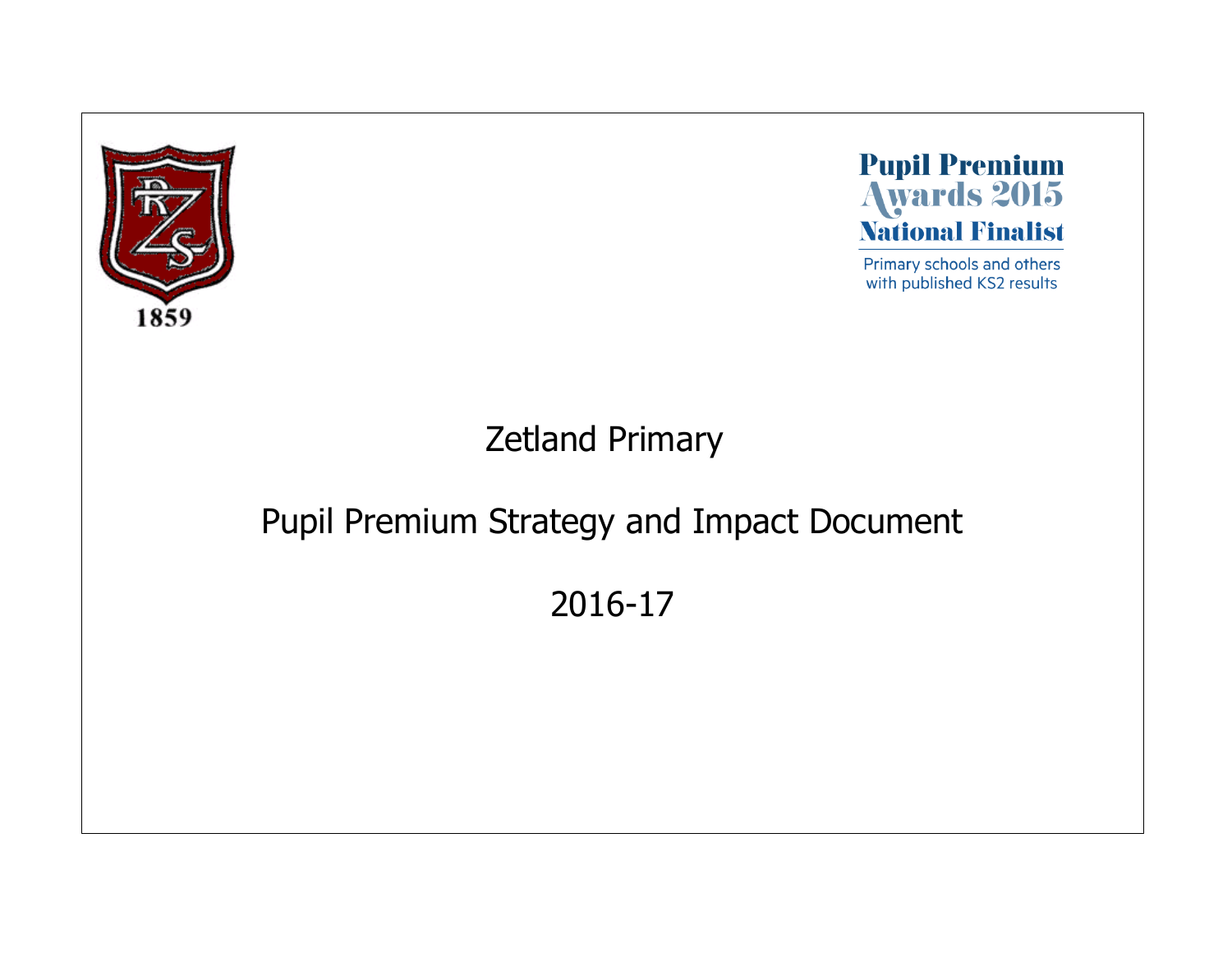1859

Pupil Premium Awards 2015 National Finalist

Primary schools and others with published KS2 results

# Zetland Primary

# Pupil Premium Strategy and Impact Document

# 2016-17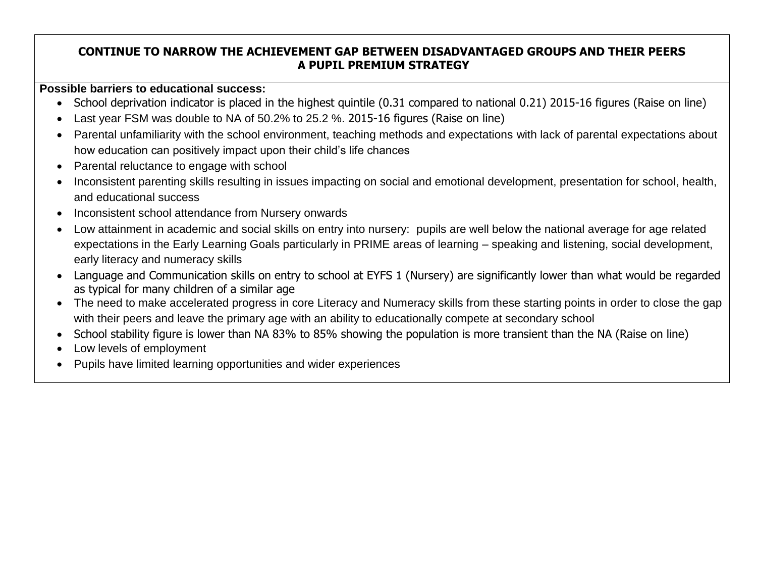**CONTINUE TO NARROW THE ACHIEVEMENT GAP BETWEEN DISADVANTAGED GROUPS AND THEIR PEERS**
**A PUPIL PREMIUM STRATEGY**

**Possible barriers to educational success:**

- School deprivation indicator is placed in the highest quintile (0.31 compared to national 0.21) 2015-16 figures (Raise on line)
- Last year FSM was double to NA of 50.2% to 25.2 %. 2015-16 figures (Raise on line)
- Parental unfamiliarity with the school environment, teaching methods and expectations with lack of parental expectations about how education can positively impact upon their child's life chances
- Parental reluctance to engage with school
- Inconsistent parenting skills resulting in issues impacting on social and emotional development, presentation for school, health, and educational success
- Inconsistent school attendance from Nursery onwards
- Low attainment in academic and social skills on entry into nursery: pupils are well below the national average for age related expectations in the Early Learning Goals particularly in PRIME areas of learning – speaking and listening, social development, early literacy and numeracy skills
- Language and Communication skills on entry to school at EYFS 1 (Nursery) are significantly lower than what would be regarded as typical for many children of a similar age
- The need to make accelerated progress in core Literacy and Numeracy skills from these starting points in order to close the gap with their peers and leave the primary age with an ability to educationally compete at secondary school
- School stability figure is lower than NA 83% to 85% showing the population is more transient than the NA (Raise on line)
- Low levels of employment
- Pupils have limited learning opportunities and wider experiences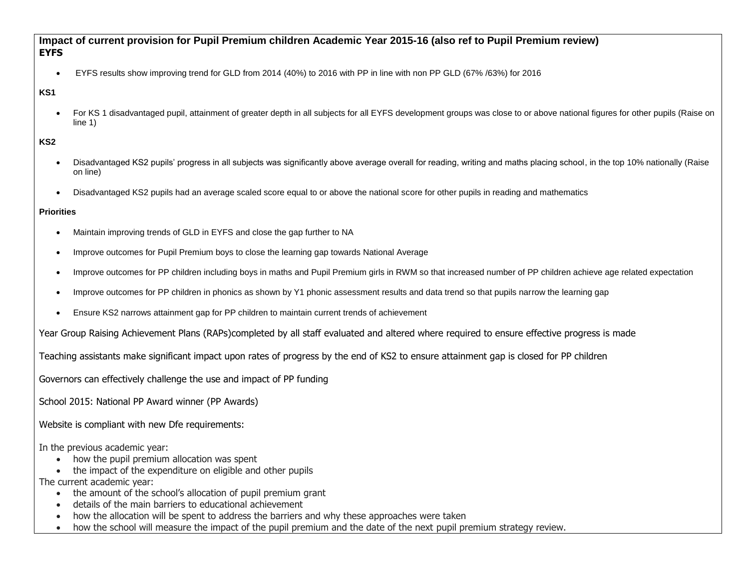**Impact of current provision for Pupil Premium children Academic Year 2015-16 (also ref to Pupil Premium review)**
**EYFS**

- EYFS results show improving trend for GLD from 2014 (40%) to 2016 with PP in line with non PP GLD (67% /63%) for 2016

**KS1**

- For KS 1 disadvantaged pupil, attainment of greater depth in all subjects for all EYFS development groups was close to or above national figures for other pupils (Raise on line 1)

**KS2**

- Disadvantaged KS2 pupils' progress in all subjects was significantly above average overall for reading, writing and maths placing school, in the top 10% nationally (Raise on line)
- Disadvantaged KS2 pupils had an average scaled score equal to or above the national score for other pupils in reading and mathematics

**Priorities**

- Maintain improving trends of GLD in EYFS and close the gap further to NA
- Improve outcomes for Pupil Premium boys to close the learning gap towards National Average
- Improve outcomes for PP children including boys in maths and Pupil Premium girls in RWM so that increased number of PP children achieve age related expectation
- Improve outcomes for PP children in phonics as shown by Y1 phonic assessment results and data trend so that pupils narrow the learning gap
- Ensure KS2 narrows attainment gap for PP children to maintain current trends of achievement

Year Group Raising Achievement Plans (RAPs)completed by all staff evaluated and altered where required to ensure effective progress is made

Teaching assistants make significant impact upon rates of progress by the end of KS2 to ensure attainment gap is closed for PP children

Governors can effectively challenge the use and impact of PP funding

School 2015: National PP Award winner (PP Awards)

Website is compliant with new Dfe requirements:

In the previous academic year:

- how the pupil premium allocation was spent
- the impact of the expenditure on eligible and other pupils

The current academic year:

- the amount of the school's allocation of pupil premium grant
- details of the main barriers to educational achievement
- how the allocation will be spent to address the barriers and why these approaches were taken
- how the school will measure the impact of the pupil premium and the date of the next pupil premium strategy review.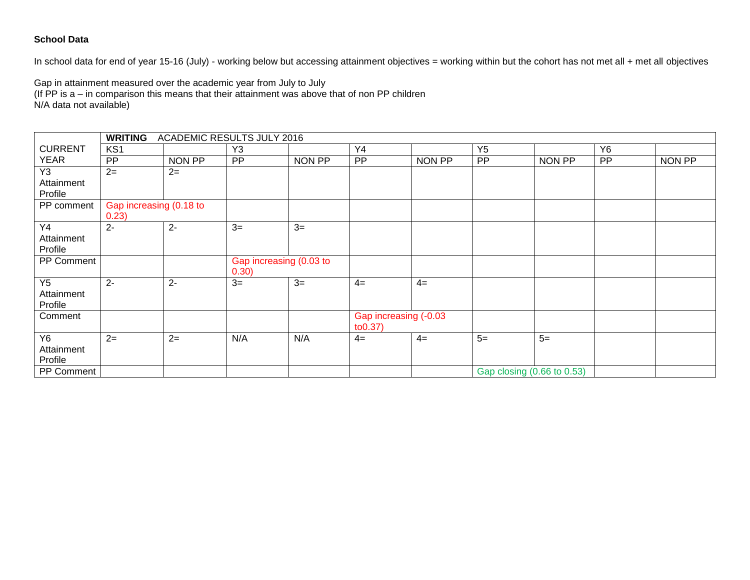**School Data**

In school data for end of year 15-16 (July) - working below but accessing attainment objectives = working within but the cohort has not met all + met all objectives

Gap in attainment measured over the academic year from July to July
(If PP is a – in comparison this means that their attainment was above that of non PP children
N/A data not available)

| CURRENT YEAR | **WRITING** ACADEMIC RESULTS JULY 2016 | | | | | | | | | |
|---|---|---|---|---|---|---|---|---|---|---|
| | KS1 | | Y3 | | Y4 | | Y5 | | Y6 | |
| | PP | NON PP | PP | NON PP | PP | NON PP | PP | NON PP | PP | NON PP |
| Y3 Attainment Profile | 2= | 2= | | | | | | | | |
| PP comment | Gap increasing (0.18 to 0.23) | | | | | | | | | |
| Y4 Attainment Profile | 2- | 2- | 3= | 3= | | | | | | |
| PP Comment | | | Gap increasing (0.03 to 0.30) | | | | | | | |
| Y5 Attainment Profile | 2- | 2- | 3= | 3= | 4= | 4= | | | | |
| Comment | | | | | Gap increasing (-0.03 to0.37) | | | | | |
| Y6 Attainment Profile | 2= | 2= | N/A | N/A | 4= | 4= | 5= | 5= | | |
| PP Comment | | | | | | | Gap closing (0.66 to 0.53) | | | |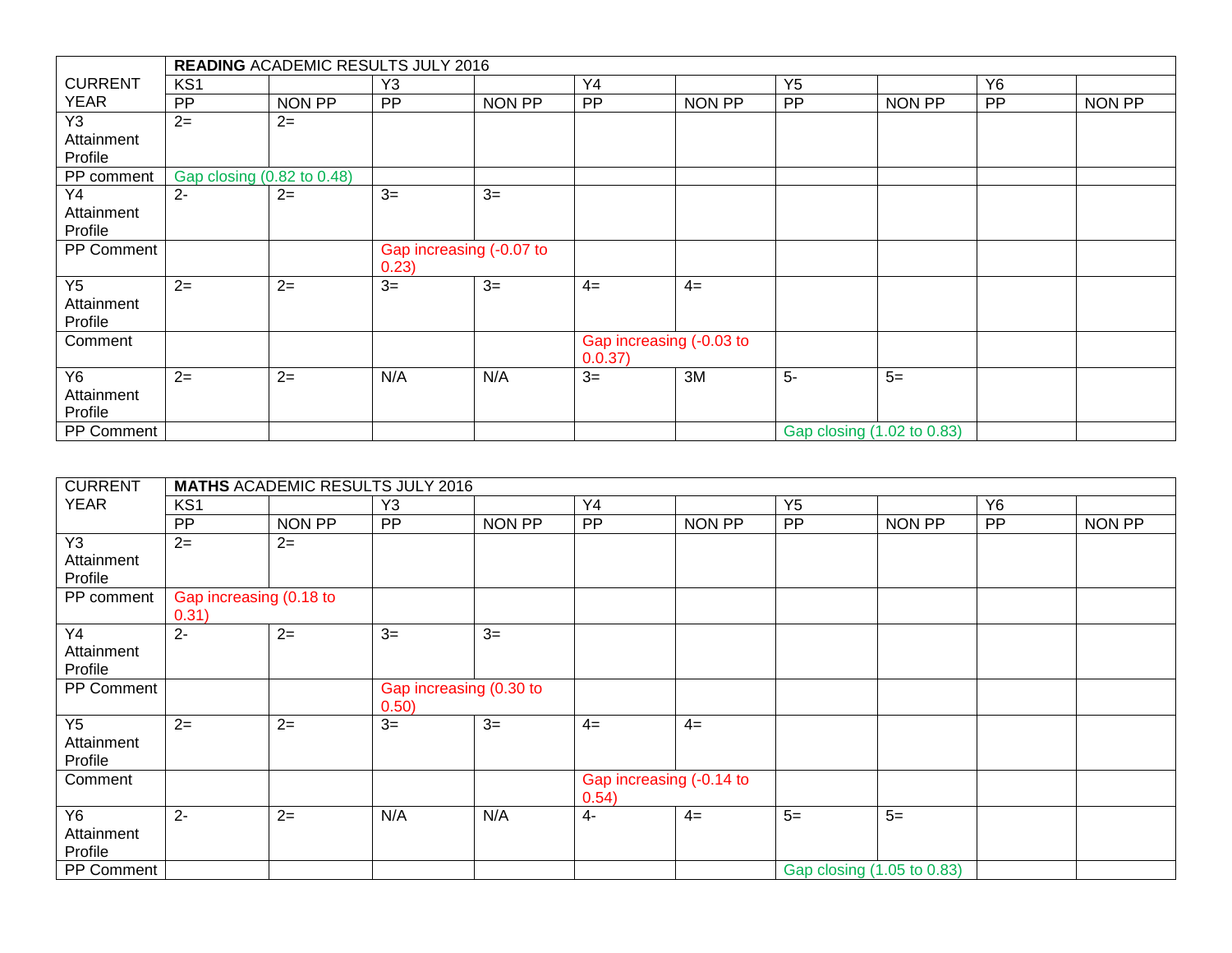| CURRENT YEAR | **READING** ACADEMIC RESULTS JULY 2016 | | | | | | | | | |
|---|---|---|---|---|---|---|---|---|---|---|
| | KS1 | | Y3 | | Y4 | | Y5 | | Y6 | |
| | PP | NON PP | PP | NON PP | PP | NON PP | PP | NON PP | PP | NON PP |
| Y3 Attainment Profile | 2= | 2= | | | | | | | | |
| PP comment | Gap closing (0.82 to 0.48) | | | | | | | | | |
| Y4 Attainment Profile | 2- | 2= | 3= | 3= | | | | | | |
| PP Comment | | | Gap increasing (-0.07 to 0.23) | | | | | | | |
| Y5 Attainment Profile | 2= | 2= | 3= | 3= | 4= | 4= | | | | |
| Comment | | | | | Gap increasing (-0.03 to 0.0.37) | | | | | |
| Y6 Attainment Profile | 2= | 2= | N/A | N/A | 3= | 3M | 5- | 5= | | |
| PP Comment | | | | | | | Gap closing (1.02 to 0.83) | | | |

| CURRENT YEAR | **MATHS** ACADEMIC RESULTS JULY 2016 | | | | | | | | | |
|---|---|---|---|---|---|---|---|---|---|---|
| | KS1 | | Y3 | | Y4 | | Y5 | | Y6 | |
| | PP | NON PP | PP | NON PP | PP | NON PP | PP | NON PP | PP | NON PP |
| Y3 Attainment Profile | 2= | 2= | | | | | | | | |
| PP comment | Gap increasing (0.18 to 0.31) | | | | | | | | | |
| Y4 Attainment Profile | 2- | 2= | 3= | 3= | | | | | | |
| PP Comment | | | Gap increasing (0.30 to 0.50) | | | | | | | |
| Y5 Attainment Profile | 2= | 2= | 3= | 3= | 4= | 4= | | | | |
| Comment | | | | | Gap increasing (-0.14 to 0.54) | | | | | |
| Y6 Attainment Profile | 2- | 2= | N/A | N/A | 4- | 4= | 5= | 5= | | |
| PP Comment | | | | | | | Gap closing (1.05 to 0.83) | | | |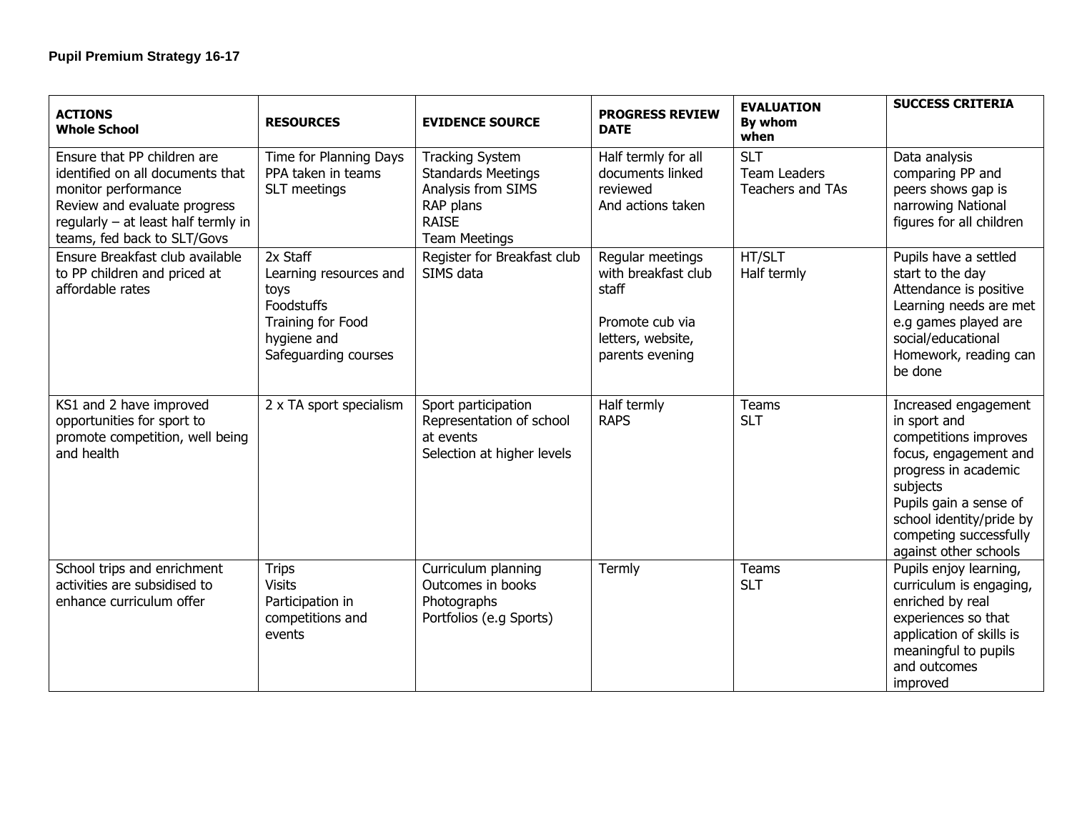**Pupil Premium Strategy 16-17**

| **ACTIONS**<br>**Whole School** | **RESOURCES** | **EVIDENCE SOURCE** | **PROGRESS REVIEW DATE** | **EVALUATION**<br>**By whom**<br>**when** | **SUCCESS CRITERIA** |
|---|---|---|---|---|---|
| Ensure that PP children are identified on all documents that monitor performance<br>Review and evaluate progress regularly – at least half termly in teams, fed back to SLT/Govs | Time for Planning Days<br>PPA taken in teams<br>SLT meetings | Tracking System<br>Standards Meetings<br>Analysis from SIMS<br>RAP plans<br>RAISE<br>Team Meetings | Half termly for all documents linked reviewed<br>And actions taken | SLT<br>Team Leaders<br>Teachers and TAs | Data analysis comparing PP and peers shows gap is narrowing National figures for all children |
| Ensure Breakfast club available to PP children and priced at affordable rates | 2x Staff<br>Learning resources and toys<br>Foodstuffs<br>Training for Food hygiene and Safeguarding courses | Register for Breakfast club<br>SIMS data | Regular meetings with breakfast club staff<br><br>Promote cub via letters, website, parents evening | HT/SLT<br>Half termly | Pupils have a settled start to the day<br>Attendance is positive<br>Learning needs are met e.g games played are social/educational<br>Homework, reading can be done |
| KS1 and 2 have improved opportunities for sport to promote competition, well being and health | 2 x TA sport specialism | Sport participation<br>Representation of school at events<br>Selection at higher levels | Half termly<br>RAPS | Teams<br>SLT | Increased engagement in sport and competitions improves focus, engagement and progress in academic subjects<br>Pupils gain a sense of school identity/pride by competing successfully against other schools |
| School trips and enrichment activities are subsidised to enhance curriculum offer | Trips<br>Visits<br>Participation in competitions and events | Curriculum planning<br>Outcomes in books<br>Photographs<br>Portfolios (e.g Sports) | Termly | Teams<br>SLT | Pupils enjoy learning, curriculum is engaging, enriched by real experiences so that application of skills is meaningful to pupils and outcomes improved |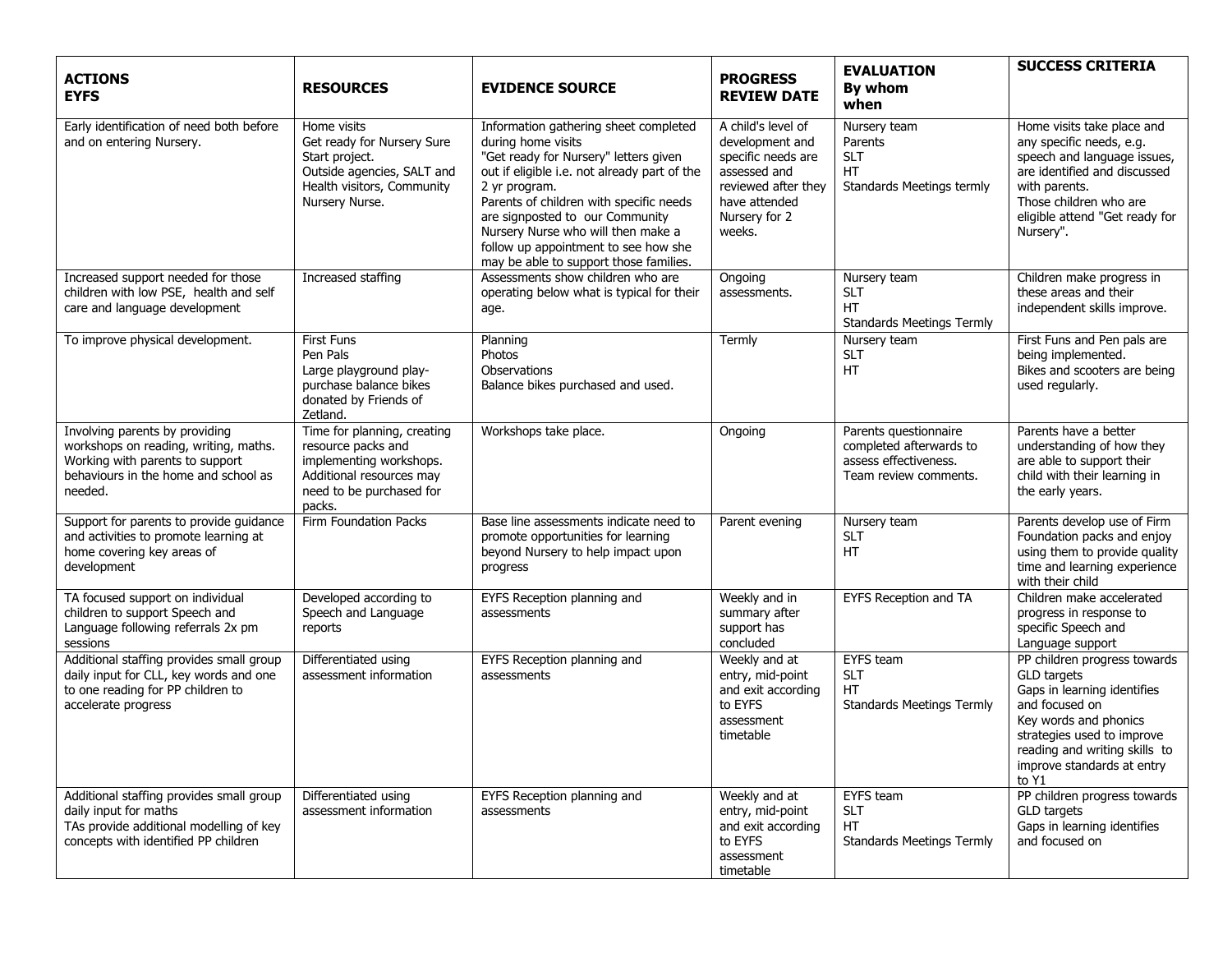| **ACTIONS EYFS** | **RESOURCES** | **EVIDENCE SOURCE** | **PROGRESS REVIEW DATE** | **EVALUATION By whom when** | **SUCCESS CRITERIA** |
|---|---|---|---|---|---|
| Early identification of need both before and on entering Nursery. | Home visits<br>Get ready for Nursery Sure Start project.<br>Outside agencies, SALT and Health visitors, Community Nursery Nurse. | Information gathering sheet completed during home visits<br>"Get ready for Nursery" letters given out if eligible i.e. not already part of the 2 yr program.<br>Parents of children with specific needs are signposted to our Community Nursery Nurse who will then make a follow up appointment to see how she may be able to support those families. | A child's level of development and specific needs are assessed and reviewed after they have attended Nursery for 2 weeks. | Nursery team<br>Parents<br>SLT<br>HT<br>Standards Meetings termly | Home visits take place and any specific needs, e.g. speech and language issues, are identified and discussed with parents.<br>Those children who are eligible attend "Get ready for Nursery". |
| Increased support needed for those children with low PSE, health and self care and language development | Increased staffing | Assessments show children who are operating below what is typical for their age. | Ongoing assessments. | Nursery team<br>SLT<br>HT<br>Standards Meetings Termly | Children make progress in these areas and their independent skills improve. |
| To improve physical development. | First Funs<br>Pen Pals<br>Large playground play-purchase balance bikes donated by Friends of Zetland. | Planning<br>Photos<br>Observations<br>Balance bikes purchased and used. | Termly | Nursery team<br>SLT<br>HT | First Funs and Pen pals are being implemented.<br>Bikes and scooters are being used regularly. |
| Involving parents by providing workshops on reading, writing, maths. Working with parents to support behaviours in the home and school as needed. | Time for planning, creating resource packs and implementing workshops. Additional resources may need to be purchased for packs. | Workshops take place. | Ongoing | Parents questionnaire completed afterwards to assess effectiveness.<br>Team review comments. | Parents have a better understanding of how they are able to support their child with their learning in the early years. |
| Support for parents to provide guidance and activities to promote learning at home covering key areas of development | Firm Foundation Packs | Base line assessments indicate need to promote opportunities for learning beyond Nursery to help impact upon progress | Parent evening | Nursery team<br>SLT<br>HT | Parents develop use of Firm Foundation packs and enjoy using them to provide quality time and learning experience with their child |
| TA focused support on individual children to support Speech and Language following referrals 2x pm sessions | Developed according to Speech and Language reports | EYFS Reception planning and assessments | Weekly and in summary after support has concluded | EYFS Reception and TA | Children make accelerated progress in response to specific Speech and Language support |
| Additional staffing provides small group daily input for CLL, key words and one to one reading for PP children to accelerate progress | Differentiated using assessment information | EYFS Reception planning and assessments | Weekly and at entry, mid-point and exit according to EYFS assessment timetable | EYFS team<br>SLT<br>HT<br>Standards Meetings Termly | PP children progress towards GLD targets<br>Gaps in learning identifies and focused on<br>Key words and phonics strategies used to improve reading and writing skills to improve standards at entry to Y1 |
| Additional staffing provides small group daily input for maths<br>TAs provide additional modelling of key concepts with identified PP children | Differentiated using assessment information | EYFS Reception planning and assessments | Weekly and at entry, mid-point and exit according to EYFS assessment timetable | EYFS team<br>SLT<br>HT<br>Standards Meetings Termly | PP children progress towards GLD targets<br>Gaps in learning identifies and focused on |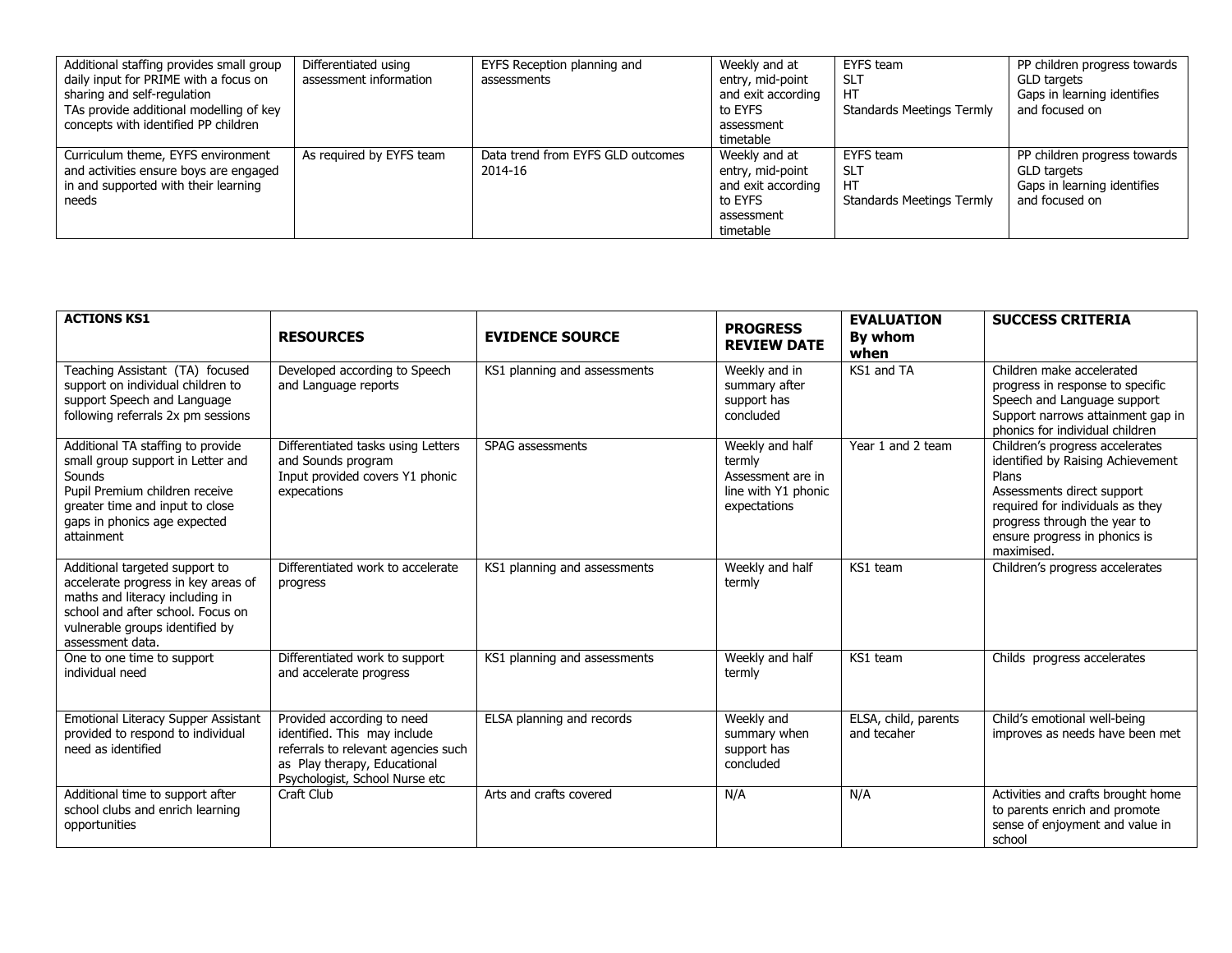| | | | | | |
|---|---|---|---|---|---|
| Additional staffing provides small group daily input for PRIME with a focus on sharing and self-regulation<br>TAs provide additional modelling of key concepts with identified PP children | Differentiated using assessment information | EYFS Reception planning and assessments | Weekly and at entry, mid-point and exit according to EYFS assessment timetable | EYFS team<br>SLT<br>HT<br>Standards Meetings Termly | PP children progress towards GLD targets<br>Gaps in learning identifies and focused on |
| Curriculum theme, EYFS environment and activities ensure boys are engaged in and supported with their learning needs | As required by EYFS team | Data trend from EYFS GLD outcomes 2014-16 | Weekly and at entry, mid-point and exit according to EYFS assessment timetable | EYFS team<br>SLT<br>HT<br>Standards Meetings Termly | PP children progress towards GLD targets<br>Gaps in learning identifies and focused on |

| ACTIONS KS1 | RESOURCES | EVIDENCE SOURCE | PROGRESS REVIEW DATE | EVALUATION By whom when | SUCCESS CRITERIA |
|---|---|---|---|---|---|
| Teaching Assistant (TA) focused support on individual children to support Speech and Language following referrals 2x pm sessions | Developed according to Speech and Language reports | KS1 planning and assessments | Weekly and in summary after support has concluded | KS1 and TA | Children make accelerated progress in response to specific Speech and Language support<br>Support narrows attainment gap in phonics for individual children |
| Additional TA staffing to provide small group support in Letter and Sounds<br>Pupil Premium children receive greater time and input to close gaps in phonics age expected attainment | Differentiated tasks using Letters and Sounds program<br>Input provided covers Y1 phonic expecations | SPAG assessments | Weekly and half termly<br>Assessment are in line with Y1 phonic expectations | Year 1 and 2 team | Children's progress accelerates identified by Raising Achievement Plans<br>Assessments direct support required for individuals as they progress through the year to ensure progress in phonics is maximised. |
| Additional targeted support to accelerate progress in key areas of maths and literacy including in school and after school. Focus on vulnerable groups identified by assessment data. | Differentiated work to accelerate progress | KS1 planning and assessments | Weekly and half termly | KS1 team | Children's progress accelerates |
| One to one time to support individual need | Differentiated work to support and accelerate progress | KS1 planning and assessments | Weekly and half termly | KS1 team | Childs progress accelerates |
| Emotional Literacy Supper Assistant provided to respond to individual need as identified | Provided according to need identified. This may include referrals to relevant agencies such as Play therapy, Educational Psychologist, School Nurse etc | ELSA planning and records | Weekly and summary when support has concluded | ELSA, child, parents and tecaher | Child's emotional well-being improves as needs have been met |
| Additional time to support after school clubs and enrich learning opportunities | Craft Club | Arts and crafts covered | N/A | N/A | Activities and crafts brought home to parents enrich and promote sense of enjoyment and value in school |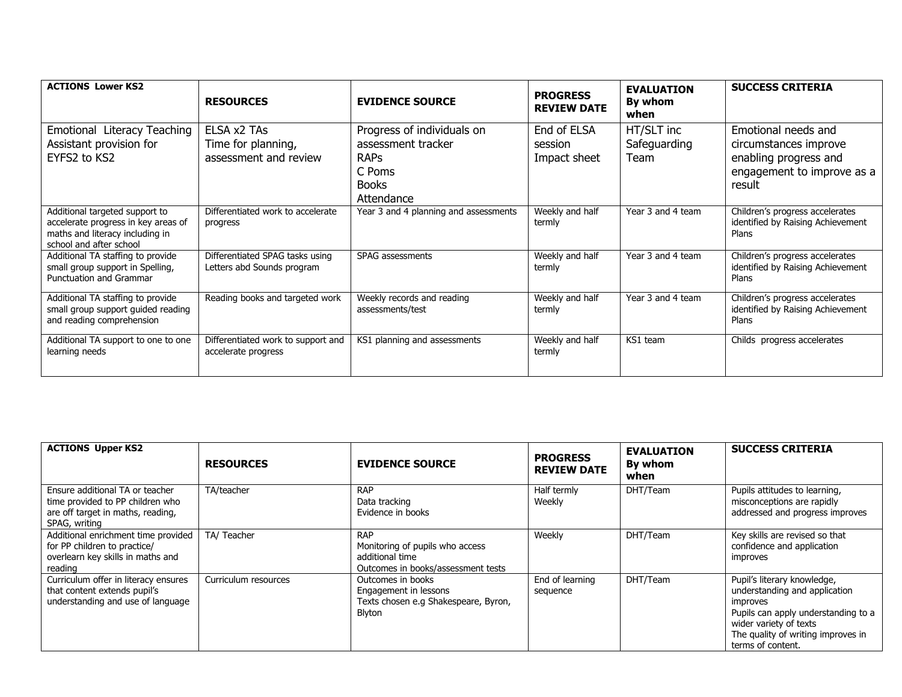| ACTIONS Lower KS2 | RESOURCES | EVIDENCE SOURCE | PROGRESS REVIEW DATE | EVALUATION By whom when | SUCCESS CRITERIA |
|---|---|---|---|---|---|
| Emotional Literacy Teaching Assistant provision for EYFS2 to KS2 | ELSA x2 TAs<br>Time for planning, assessment and review | Progress of individuals on assessment tracker<br>RAPs<br>C Poms<br>Books<br>Attendance | End of ELSA session<br>Impact sheet | HT/SLT inc Safeguarding Team | Emotional needs and circumstances improve enabling progress and engagement to improve as a result |
| Additional targeted support to accelerate progress in key areas of maths and literacy including in school and after school | Differentiated work to accelerate progress | Year 3 and 4 planning and assessments | Weekly and half termly | Year 3 and 4 team | Children's progress accelerates identified by Raising Achievement Plans |
| Additional TA staffing to provide small group support in Spelling, Punctuation and Grammar | Differentiated SPAG tasks using Letters abd Sounds program | SPAG assessments | Weekly and half termly | Year 3 and 4 team | Children's progress accelerates identified by Raising Achievement Plans |
| Additional TA staffing to provide small group support guided reading and reading comprehension | Reading books and targeted work | Weekly records and reading assessments/test | Weekly and half termly | Year 3 and 4 team | Children's progress accelerates identified by Raising Achievement Plans |
| Additional TA support to one to one learning needs | Differentiated work to support and accelerate progress | KS1 planning and assessments | Weekly and half termly | KS1 team | Childs progress accelerates |

| ACTIONS Upper KS2 | RESOURCES | EVIDENCE SOURCE | PROGRESS REVIEW DATE | EVALUATION By whom when | SUCCESS CRITERIA |
|---|---|---|---|---|---|
| Ensure additional TA or teacher time provided to PP children who are off target in maths, reading, SPAG, writing | TA/teacher | RAP<br>Data tracking<br>Evidence in books | Half termly<br>Weekly | DHT/Team | Pupils attitudes to learning, misconceptions are rapidly addressed and progress improves |
| Additional enrichment time provided for PP children to practice/ overlearn key skills in maths and reading | TA/ Teacher | RAP<br>Monitoring of pupils who access additional time<br>Outcomes in books/assessment tests | Weekly | DHT/Team | Key skills are revised so that confidence and application improves |
| Curriculum offer in literacy ensures that content extends pupil's understanding and use of language | Curriculum resources | Outcomes in books<br>Engagement in lessons<br>Texts chosen e.g Shakespeare, Byron, Blyton | End of learning sequence | DHT/Team | Pupil's literary knowledge, understanding and application improves<br>Pupils can apply understanding to a wider variety of texts<br>The quality of writing improves in terms of content. |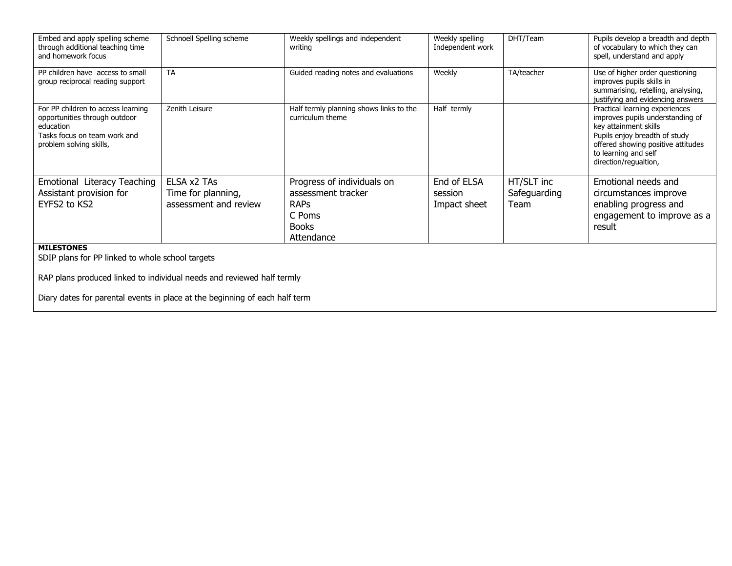| | | | | | |
|---|---|---|---|---|---|
| Embed and apply spelling scheme through additional teaching time and homework focus | Schnoell Spelling scheme | Weekly spellings and independent writing | Weekly spelling Independent work | DHT/Team | Pupils develop a breadth and depth of vocabulary to which they can spell, understand and apply |
| PP children have access to small group reciprocal reading support | TA | Guided reading notes and evaluations | Weekly | TA/teacher | Use of higher order questioning improves pupils skills in summarising, retelling, analysing, justifying and evidencing answers |
| For PP children to access learning opportunities through outdoor education<br>Tasks focus on team work and problem solving skills, | Zenith Leisure | Half termly planning shows links to the curriculum theme | Half termly | | Practical learning experiences improves pupils understanding of key attainment skills<br>Pupils enjoy breadth of study offered showing positive attitudes to learning and self direction/regualtion, |
| Emotional Literacy Teaching Assistant provision for EYFS2 to KS2 | ELSA x2 TAs<br>Time for planning, assessment and review | Progress of individuals on assessment tracker<br>RAPs<br>C Poms<br>Books<br>Attendance | End of ELSA session<br>Impact sheet | HT/SLT inc Safeguarding Team | Emotional needs and circumstances improve enabling progress and engagement to improve as a result |

**MILESTONES**

SDIP plans for PP linked to whole school targets

RAP plans produced linked to individual needs and reviewed half termly

Diary dates for parental events in place at the beginning of each half term